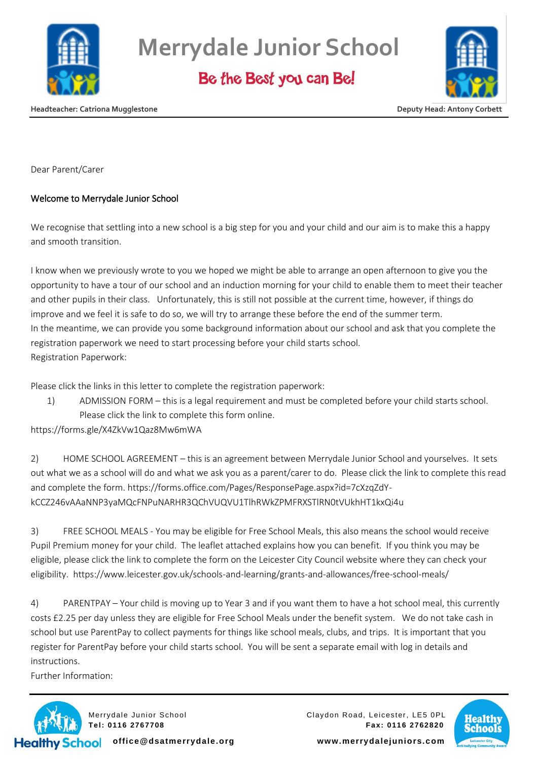# Merrydale Junior School

**Be the Best you can Be!**

**Headteacher: Catriona Mugglestone** | **Deputy Head: Antony Corbett**

Dear Parent/Carer

Welcome to Merrydale Junior School

We recognise that settling into a new school is a big step for you and your child and our aim is to make this a happy and smooth transition.

I know when we previously wrote to you we hoped we might be able to arrange an open afternoon to give you the opportunity to have a tour of our school and an induction morning for your child to enable them to meet their teacher and other pupils in their class. Unfortunately, this is still not possible at the current time, however, if things do improve and we feel it is safe to do so, we will try to arrange these before the end of the summer term.
In the meantime, we can provide you some background information about our school and ask that you complete the registration paperwork we need to start processing before your child starts school.
Registration Paperwork:

Please click the links in this letter to complete the registration paperwork:

1) ADMISSION FORM – this is a legal requirement and must be completed before your child starts school. Please click the link to complete this form online.

https://forms.gle/X4ZkVw1Qaz8Mw6mWA

2) HOME SCHOOL AGREEMENT – this is an agreement between Merrydale Junior School and yourselves. It sets out what we as a school will do and what we ask you as a parent/carer to do. Please click the link to complete this read and complete the form. https://forms.office.com/Pages/ResponsePage.aspx?id=7cXzqZdY-kCCZ246vAAaNNP3yaMQcFNPuNARHR3QChVUQVU1TlhRWkZPMFRXSTlRN0tVUkhHT1kxQi4u

3) FREE SCHOOL MEALS - You may be eligible for Free School Meals, this also means the school would receive Pupil Premium money for your child. The leaflet attached explains how you can benefit. If you think you may be eligible, please click the link to complete the form on the Leicester City Council website where they can check your eligibility. https://www.leicester.gov.uk/schools-and-learning/grants-and-allowances/free-school-meals/

4) PARENTPAY – Your child is moving up to Year 3 and if you want them to have a hot school meal, this currently costs £2.25 per day unless they are eligible for Free School Meals under the benefit system. We do not take cash in school but use ParentPay to collect payments for things like school meals, clubs, and trips. It is important that you register for ParentPay before your child starts school. You will be sent a separate email with log in details and instructions.

Further Information:

Merrydale Junior School
**Tel: 0116 2767708**
**office@dsatmerrydale.org**

Claydon Road, Leicester, LE5 0PL
**Fax: 0116 2762820**
**www.merrydalejuniors.com**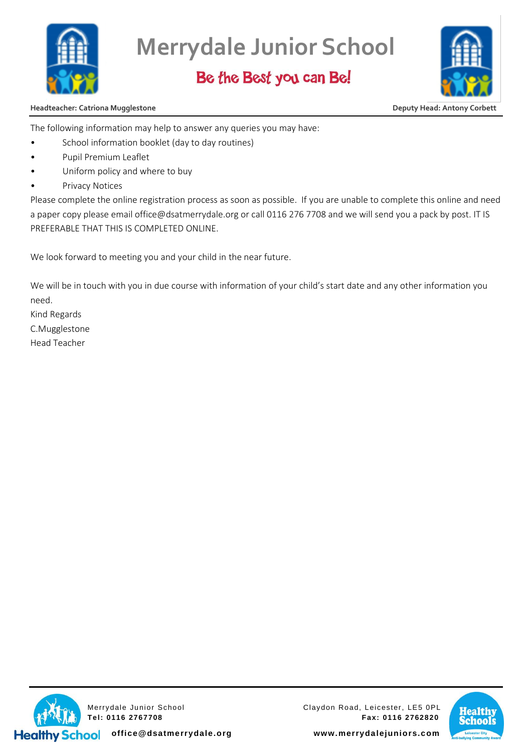# Merrydale Junior School

**Be the Best you can Be!**

**Headteacher: Catriona Mugglestone** **Deputy Head: Antony Corbett**

The following information may help to answer any queries you may have:

- School information booklet (day to day routines)
- Pupil Premium Leaflet
- Uniform policy and where to buy
- Privacy Notices

Please complete the online registration process as soon as possible. If you are unable to complete this online and need a paper copy please email office@dsatmerrydale.org or call 0116 276 7708 and we will send you a pack by post. IT IS PREFERABLE THAT THIS IS COMPLETED ONLINE.

We look forward to meeting you and your child in the near future.

We will be in touch with you in due course with information of your child's start date and any other information you need.

Kind Regards

C.Mugglestone

Head Teacher

Merrydale Junior School
**Tel: 0116 2767708**
**office@dsatmerrydale.org**

Claydon Road, Leicester, LE5 0PL
**Fax: 0116 2762820**
**www.merrydalejuniors.com**